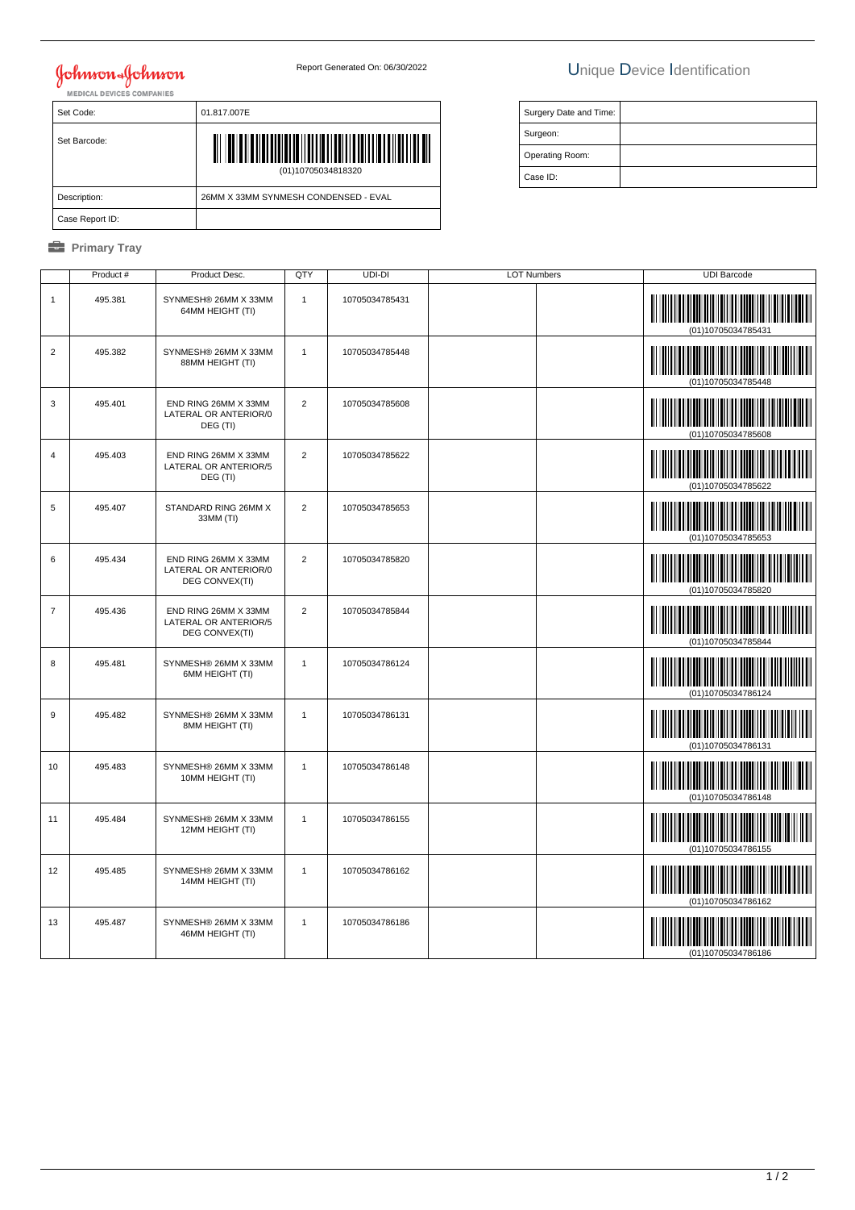Johnson & Johnson
MEDICAL DEVICES COMPANIES

Report Generated On: 06/30/2022

# Unique Device Identification

| Set Code: | 01.817.007E |
|---|---|
| Set Barcode: | (01)10705034818320 |
| Description: | 26MM X 33MM SYNMESH CONDENSED - EVAL |
| Case Report ID: | |

| Surgery Date and Time: | |
|---|---|
| Surgeon: | |
| Operating Room: | |
| Case ID: | |

## Primary Tray

| | Product # | Product Desc. | QTY | UDI-DI | LOT Numbers | | UDI Barcode |
|---|---|---|---|---|---|---|---|
| 1 | 495.381 | SYNMESH® 26MM X 33MM 64MM HEIGHT (TI) | 1 | 10705034785431 | | | (01)10705034785431 |
| 2 | 495.382 | SYNMESH® 26MM X 33MM 88MM HEIGHT (TI) | 1 | 10705034785448 | | | (01)10705034785448 |
| 3 | 495.401 | END RING 26MM X 33MM LATERAL OR ANTERIOR/0 DEG (TI) | 2 | 10705034785608 | | | (01)10705034785608 |
| 4 | 495.403 | END RING 26MM X 33MM LATERAL OR ANTERIOR/5 DEG (TI) | 2 | 10705034785622 | | | (01)10705034785622 |
| 5 | 495.407 | STANDARD RING 26MM X 33MM (TI) | 2 | 10705034785653 | | | (01)10705034785653 |
| 6 | 495.434 | END RING 26MM X 33MM LATERAL OR ANTERIOR/0 DEG CONVEX(TI) | 2 | 10705034785820 | | | (01)10705034785820 |
| 7 | 495.436 | END RING 26MM X 33MM LATERAL OR ANTERIOR/5 DEG CONVEX(TI) | 2 | 10705034785844 | | | (01)10705034785844 |
| 8 | 495.481 | SYNMESH® 26MM X 33MM 6MM HEIGHT (TI) | 1 | 10705034786124 | | | (01)10705034786124 |
| 9 | 495.482 | SYNMESH® 26MM X 33MM 8MM HEIGHT (TI) | 1 | 10705034786131 | | | (01)10705034786131 |
| 10 | 495.483 | SYNMESH® 26MM X 33MM 10MM HEIGHT (TI) | 1 | 10705034786148 | | | (01)10705034786148 |
| 11 | 495.484 | SYNMESH® 26MM X 33MM 12MM HEIGHT (TI) | 1 | 10705034786155 | | | (01)10705034786155 |
| 12 | 495.485 | SYNMESH® 26MM X 33MM 14MM HEIGHT (TI) | 1 | 10705034786162 | | | (01)10705034786162 |
| 13 | 495.487 | SYNMESH® 26MM X 33MM 46MM HEIGHT (TI) | 1 | 10705034786186 | | | (01)10705034786186 |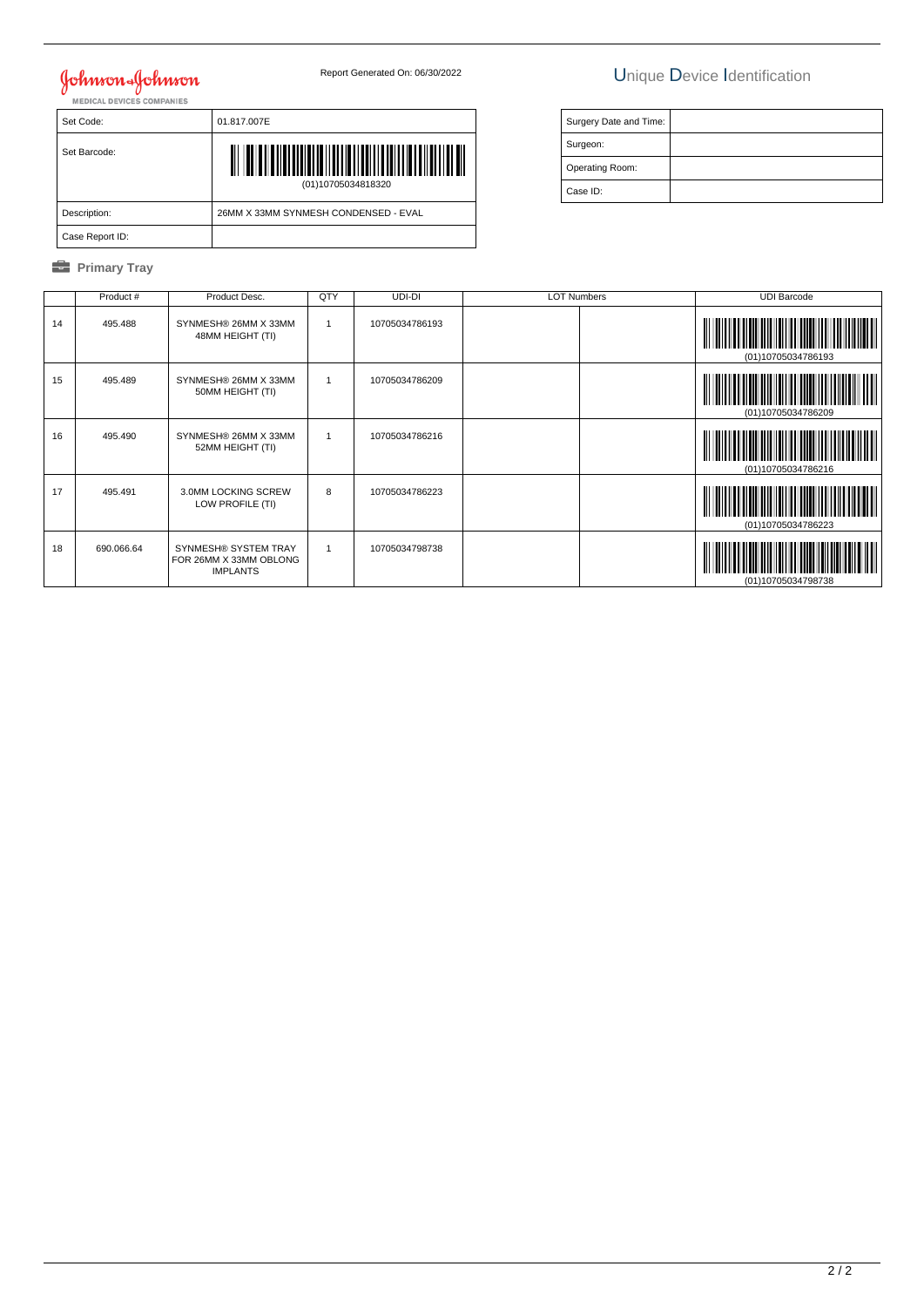Johnson & Johnson
MEDICAL DEVICES COMPANIES

Report Generated On: 06/30/2022

# Unique Device Identification

| | |
|---|---|
| Set Code: | 01.817.007E |
| Set Barcode: | (01)10705034818320 |
| Description: | 26MM X 33MM SYNMESH CONDENSED - EVAL |
| Case Report ID: | |

| | |
|---|---|
| Surgery Date and Time: | |
| Surgeon: | |
| Operating Room: | |
| Case ID: | |

**Primary Tray**

| | Product # | Product Desc. | QTY | UDI-DI | LOT Numbers | | UDI Barcode |
|---|---|---|---|---|---|---|---|
| 14 | 495.488 | SYNMESH® 26MM X 33MM 48MM HEIGHT (TI) | 1 | 10705034786193 | | | (01)10705034786193 |
| 15 | 495.489 | SYNMESH® 26MM X 33MM 50MM HEIGHT (TI) | 1 | 10705034786209 | | | (01)10705034786209 |
| 16 | 495.490 | SYNMESH® 26MM X 33MM 52MM HEIGHT (TI) | 1 | 10705034786216 | | | (01)10705034786216 |
| 17 | 495.491 | 3.0MM LOCKING SCREW LOW PROFILE (TI) | 8 | 10705034786223 | | | (01)10705034786223 |
| 18 | 690.066.64 | SYNMESH® SYSTEM TRAY FOR 26MM X 33MM OBLONG IMPLANTS | 1 | 10705034798738 | | | (01)10705034798738 |